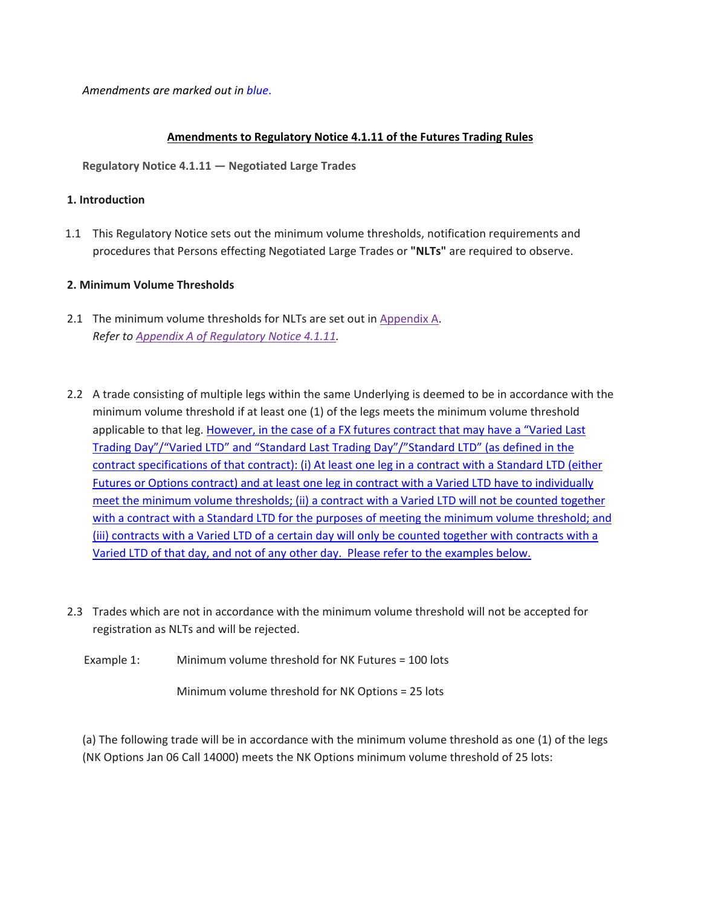*Amendments are marked out in blue.*

**Amendments to Regulatory Notice 4.1.11 of the Futures Trading Rules**

**Regulatory Notice 4.1.11 — Negotiated Large Trades**

**1. Introduction**

1.1 This Regulatory Notice sets out the minimum volume thresholds, notification requirements and procedures that Persons effecting Negotiated Large Trades or **"NLTs"** are required to observe.

**2. Minimum Volume Thresholds**

2.1 The minimum volume thresholds for NLTs are set out in Appendix A.
*Refer to Appendix A of Regulatory Notice 4.1.11.*

2.2 A trade consisting of multiple legs within the same Underlying is deemed to be in accordance with the minimum volume threshold if at least one (1) of the legs meets the minimum volume threshold applicable to that leg. However, in the case of a FX futures contract that may have a "Varied Last Trading Day"/"Varied LTD" and "Standard Last Trading Day"/"Standard LTD" (as defined in the contract specifications of that contract): (i) At least one leg in a contract with a Standard LTD (either Futures or Options contract) and at least one leg in contract with a Varied LTD have to individually meet the minimum volume thresholds; (ii) a contract with a Varied LTD will not be counted together with a contract with a Standard LTD for the purposes of meeting the minimum volume threshold; and (iii) contracts with a Varied LTD of a certain day will only be counted together with contracts with a Varied LTD of that day, and not of any other day. Please refer to the examples below.

2.3 Trades which are not in accordance with the minimum volume threshold will not be accepted for registration as NLTs and will be rejected.

Example 1: Minimum volume threshold for NK Futures = 100 lots

Minimum volume threshold for NK Options = 25 lots

(a) The following trade will be in accordance with the minimum volume threshold as one (1) of the legs (NK Options Jan 06 Call 14000) meets the NK Options minimum volume threshold of 25 lots: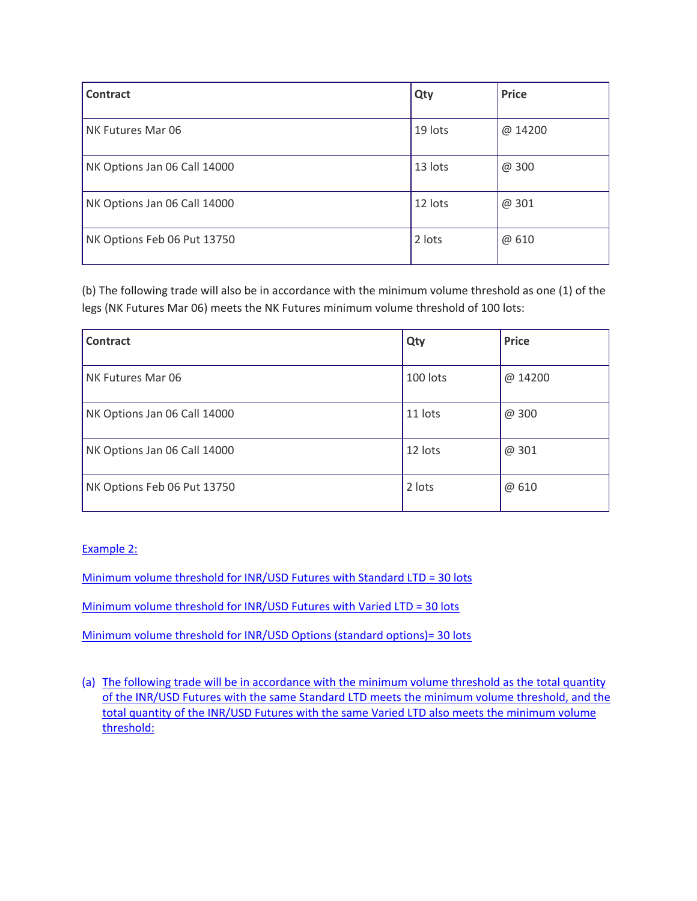| Contract | Qty | Price |
|---|---|---|
| NK Futures Mar 06 | 19 lots | @ 14200 |
| NK Options Jan 06 Call 14000 | 13 lots | @ 300 |
| NK Options Jan 06 Call 14000 | 12 lots | @ 301 |
| NK Options Feb 06 Put 13750 | 2 lots | @ 610 |

(b) The following trade will also be in accordance with the minimum volume threshold as one (1) of the legs (NK Futures Mar 06) meets the NK Futures minimum volume threshold of 100 lots:

| Contract | Qty | Price |
|---|---|---|
| NK Futures Mar 06 | 100 lots | @ 14200 |
| NK Options Jan 06 Call 14000 | 11 lots | @ 300 |
| NK Options Jan 06 Call 14000 | 12 lots | @ 301 |
| NK Options Feb 06 Put 13750 | 2 lots | @ 610 |

Example 2:

Minimum volume threshold for INR/USD Futures with Standard LTD = 30 lots

Minimum volume threshold for INR/USD Futures with Varied LTD = 30 lots

Minimum volume threshold for INR/USD Options (standard options)= 30 lots

(a) The following trade will be in accordance with the minimum volume threshold as the total quantity of the INR/USD Futures with the same Standard LTD meets the minimum volume threshold, and the total quantity of the INR/USD Futures with the same Varied LTD also meets the minimum volume threshold: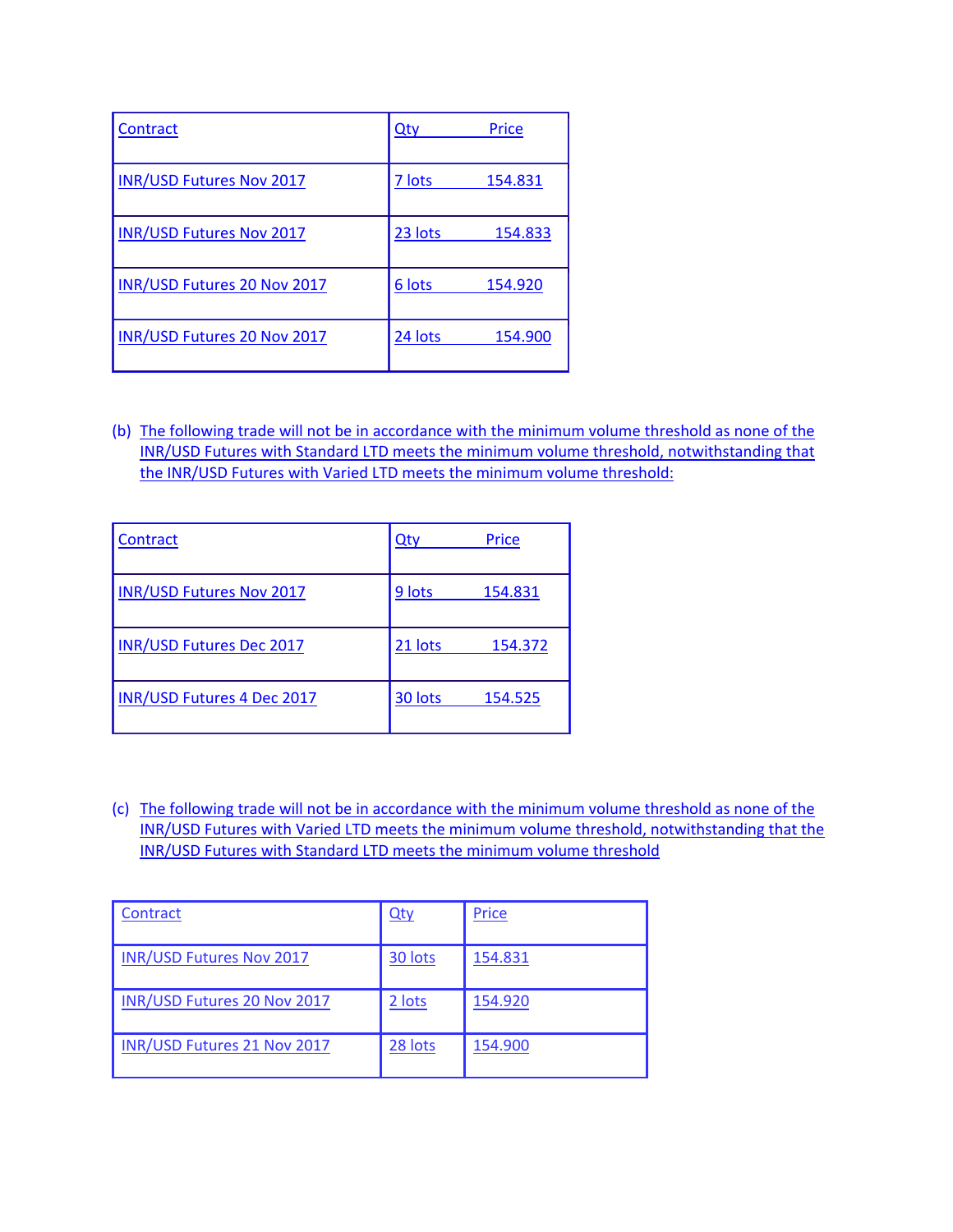| Contract | Qty | Price |
| --- | --- | --- |
| INR/USD Futures Nov 2017 | 7 lots | 154.831 |
| INR/USD Futures Nov 2017 | 23 lots | 154.833 |
| INR/USD Futures 20 Nov 2017 | 6 lots | 154.920 |
| INR/USD Futures 20 Nov 2017 | 24 lots | 154.900 |

(b) The following trade will not be in accordance with the minimum volume threshold as none of the INR/USD Futures with Standard LTD meets the minimum volume threshold, notwithstanding that the INR/USD Futures with Varied LTD meets the minimum volume threshold:

| Contract | Qty | Price |
| --- | --- | --- |
| INR/USD Futures Nov 2017 | 9 lots | 154.831 |
| INR/USD Futures Dec 2017 | 21 lots | 154.372 |
| INR/USD Futures 4 Dec 2017 | 30 lots | 154.525 |

(c) The following trade will not be in accordance with the minimum volume threshold as none of the INR/USD Futures with Varied LTD meets the minimum volume threshold, notwithstanding that the INR/USD Futures with Standard LTD meets the minimum volume threshold

| Contract | Qty | Price |
| --- | --- | --- |
| INR/USD Futures Nov 2017 | 30 lots | 154.831 |
| INR/USD Futures 20 Nov 2017 | 2 lots | 154.920 |
| INR/USD Futures 21 Nov 2017 | 28 lots | 154.900 |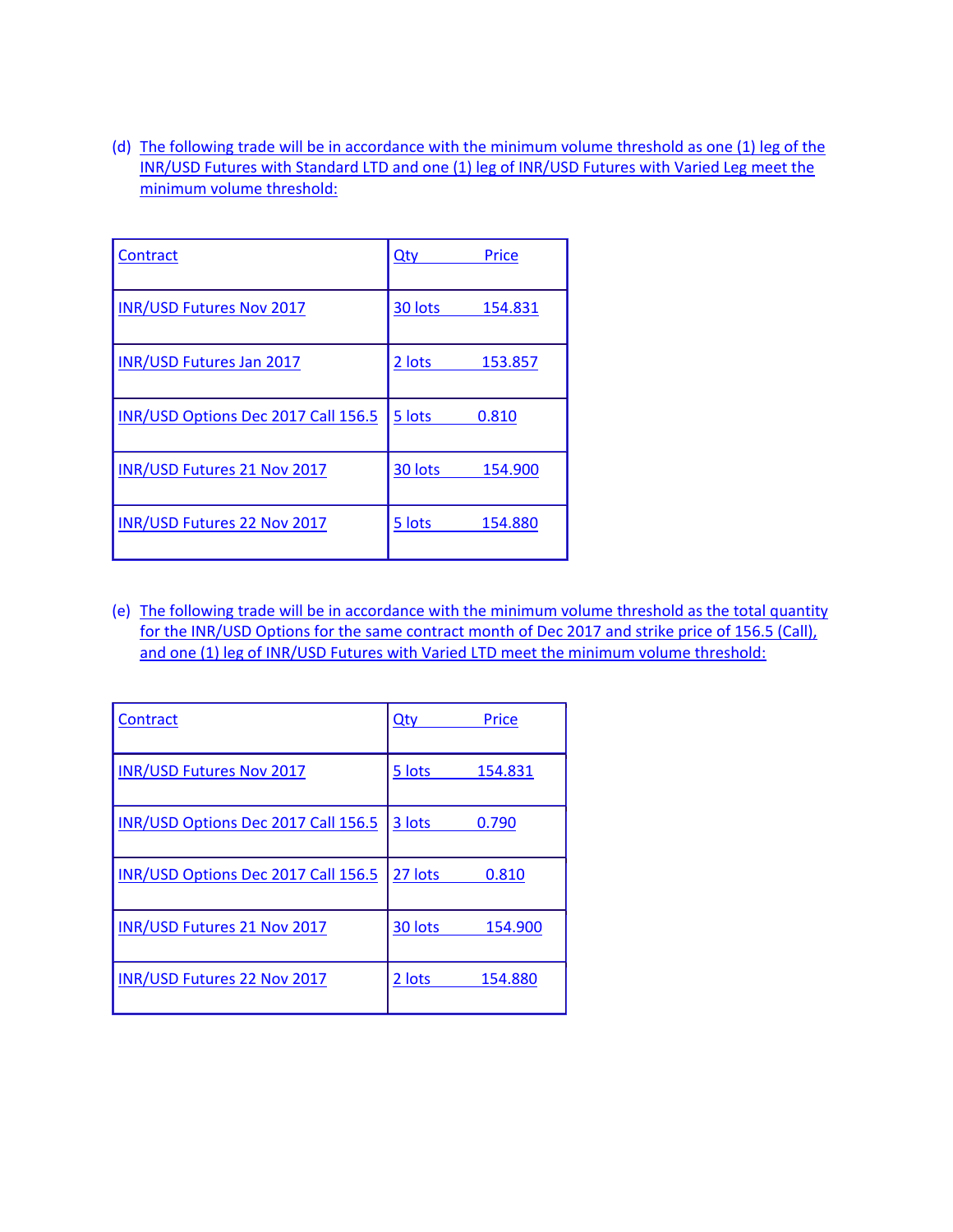(d) The following trade will be in accordance with the minimum volume threshold as one (1) leg of the INR/USD Futures with Standard LTD and one (1) leg of INR/USD Futures with Varied Leg meet the minimum volume threshold:

| Contract | Qty | Price |
|---|---|---|
| INR/USD Futures Nov 2017 | 30 lots | 154.831 |
| INR/USD Futures Jan 2017 | 2 lots | 153.857 |
| INR/USD Options Dec 2017 Call 156.5 | 5 lots | 0.810 |
| INR/USD Futures 21 Nov 2017 | 30 lots | 154.900 |
| INR/USD Futures 22 Nov 2017 | 5 lots | 154.880 |

(e) The following trade will be in accordance with the minimum volume threshold as the total quantity for the INR/USD Options for the same contract month of Dec 2017 and strike price of 156.5 (Call), and one (1) leg of INR/USD Futures with Varied LTD meet the minimum volume threshold:

| Contract | Qty | Price |
|---|---|---|
| INR/USD Futures Nov 2017 | 5 lots | 154.831 |
| INR/USD Options Dec 2017 Call 156.5 | 3 lots | 0.790 |
| INR/USD Options Dec 2017 Call 156.5 | 27 lots | 0.810 |
| INR/USD Futures 21 Nov 2017 | 30 lots | 154.900 |
| INR/USD Futures 22 Nov 2017 | 2 lots | 154.880 |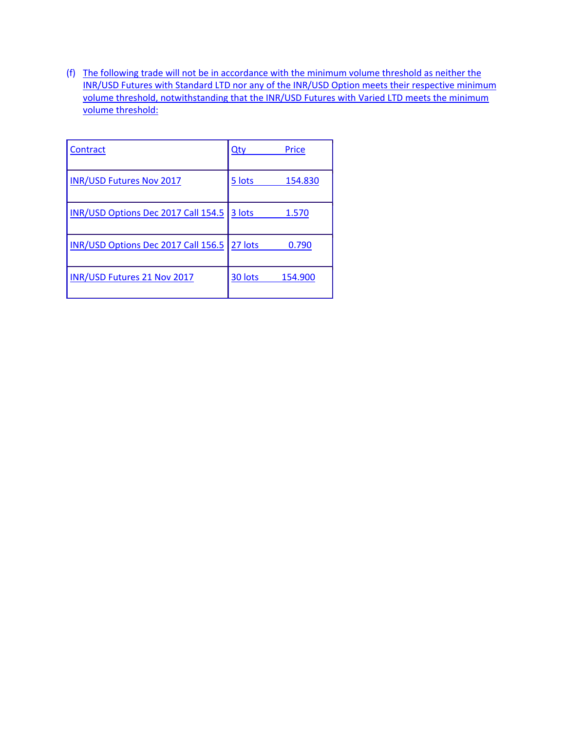(f) The following trade will not be in accordance with the minimum volume threshold as neither the INR/USD Futures with Standard LTD nor any of the INR/USD Option meets their respective minimum volume threshold, notwithstanding that the INR/USD Futures with Varied LTD meets the minimum volume threshold:

| Contract | Qty | Price |
|---|---|---|
| INR/USD Futures Nov 2017 | 5 lots | 154.830 |
| INR/USD Options Dec 2017 Call 154.5 | 3 lots | 1.570 |
| INR/USD Options Dec 2017 Call 156.5 | 27 lots | 0.790 |
| INR/USD Futures 21 Nov 2017 | 30 lots | 154.900 |